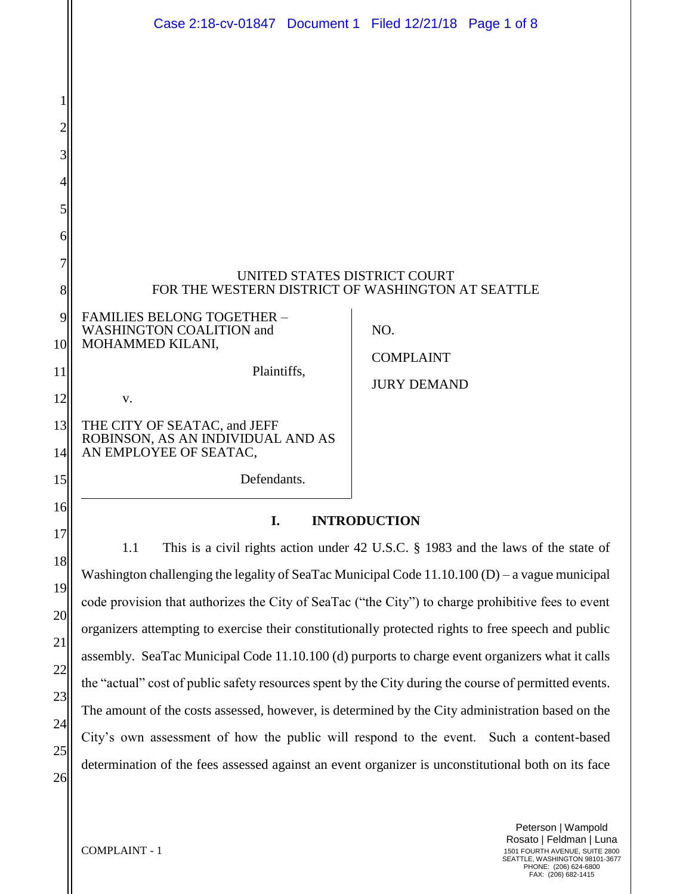UNITED STATES DISTRICT COURT
FOR THE WESTERN DISTRICT OF WASHINGTON AT SEATTLE

| | |
|---|---|
| FAMILIES BELONG TOGETHER – WASHINGTON COALITION and MOHAMMED KILANI,<br><br>Plaintiffs,<br><br>v.<br><br>THE CITY OF SEATAC, and JEFF ROBINSON, AS AN INDIVIDUAL AND AS AN EMPLOYEE OF SEATAC,<br><br>Defendants. | NO.<br><br>COMPLAINT<br><br>JURY DEMAND |

## I. INTRODUCTION

1.1 This is a civil rights action under 42 U.S.C. § 1983 and the laws of the state of Washington challenging the legality of SeaTac Municipal Code 11.10.100 (D) – a vague municipal code provision that authorizes the City of SeaTac ("the City") to charge prohibitive fees to event organizers attempting to exercise their constitutionally protected rights to free speech and public assembly. SeaTac Municipal Code 11.10.100 (d) purports to charge event organizers what it calls the "actual" cost of public safety resources spent by the City during the course of permitted events. The amount of the costs assessed, however, is determined by the City administration based on the City's own assessment of how the public will respond to the event. Such a content-based determination of the fees assessed against an event organizer is unconstitutional both on its face

COMPLAINT - 1

Peterson | Wampold
Rosato | Feldman | Luna
1501 FOURTH AVENUE, SUITE 2800
SEATTLE, WASHINGTON 98101-3677
PHONE: (206) 624-6800
FAX: (206) 682-1415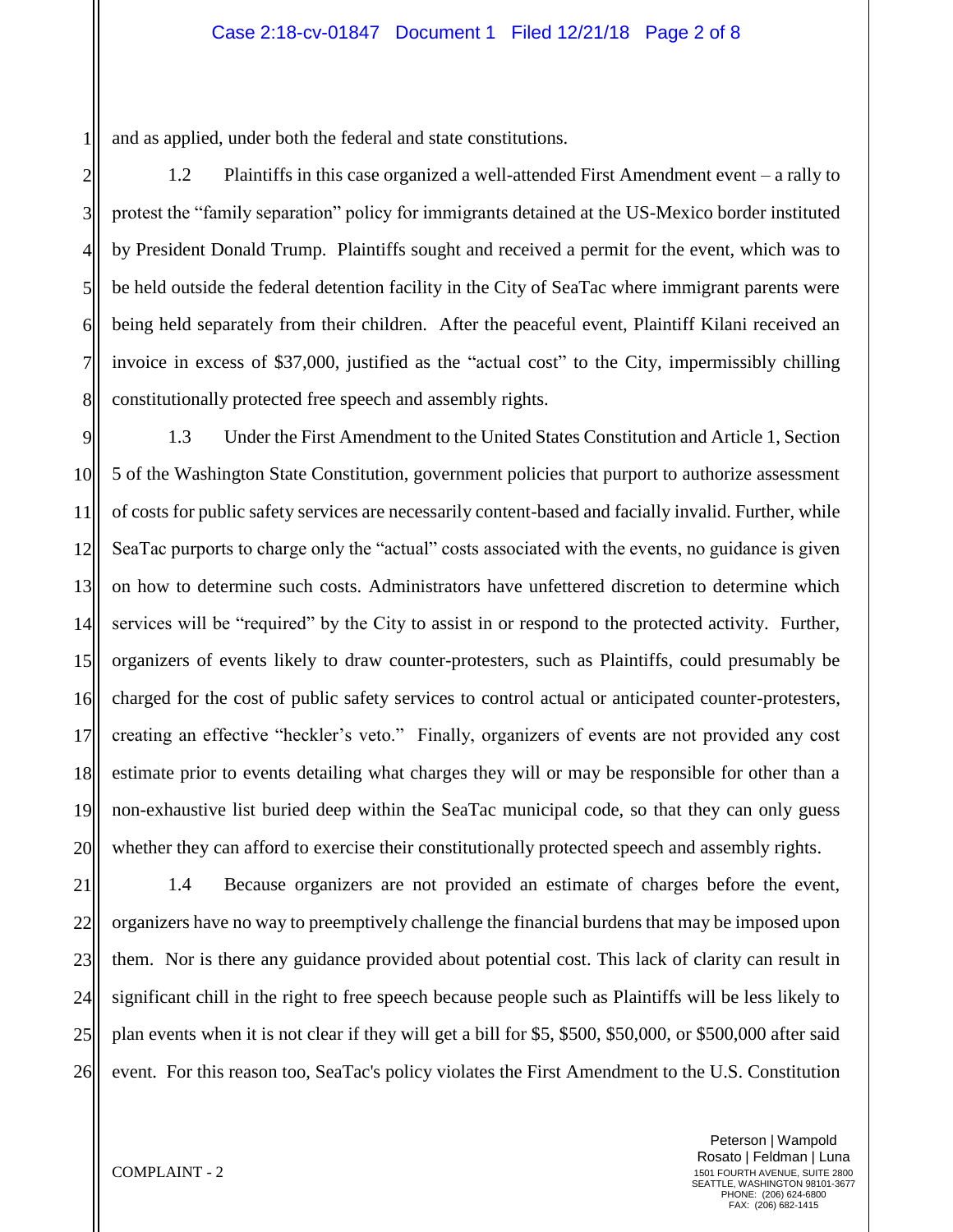and as applied, under both the federal and state constitutions.

1.2 Plaintiffs in this case organized a well-attended First Amendment event – a rally to protest the "family separation" policy for immigrants detained at the US-Mexico border instituted by President Donald Trump. Plaintiffs sought and received a permit for the event, which was to be held outside the federal detention facility in the City of SeaTac where immigrant parents were being held separately from their children. After the peaceful event, Plaintiff Kilani received an invoice in excess of $37,000, justified as the "actual cost" to the City, impermissibly chilling constitutionally protected free speech and assembly rights.

1.3 Under the First Amendment to the United States Constitution and Article 1, Section 5 of the Washington State Constitution, government policies that purport to authorize assessment of costs for public safety services are necessarily content-based and facially invalid. Further, while SeaTac purports to charge only the "actual" costs associated with the events, no guidance is given on how to determine such costs. Administrators have unfettered discretion to determine which services will be "required" by the City to assist in or respond to the protected activity. Further, organizers of events likely to draw counter-protesters, such as Plaintiffs, could presumably be charged for the cost of public safety services to control actual or anticipated counter-protesters, creating an effective "heckler's veto." Finally, organizers of events are not provided any cost estimate prior to events detailing what charges they will or may be responsible for other than a non-exhaustive list buried deep within the SeaTac municipal code, so that they can only guess whether they can afford to exercise their constitutionally protected speech and assembly rights.

1.4 Because organizers are not provided an estimate of charges before the event, organizers have no way to preemptively challenge the financial burdens that may be imposed upon them. Nor is there any guidance provided about potential cost. This lack of clarity can result in significant chill in the right to free speech because people such as Plaintiffs will be less likely to plan events when it is not clear if they will get a bill for $5, $500, $50,000, or $500,000 after said event. For this reason too, SeaTac's policy violates the First Amendment to the U.S. Constitution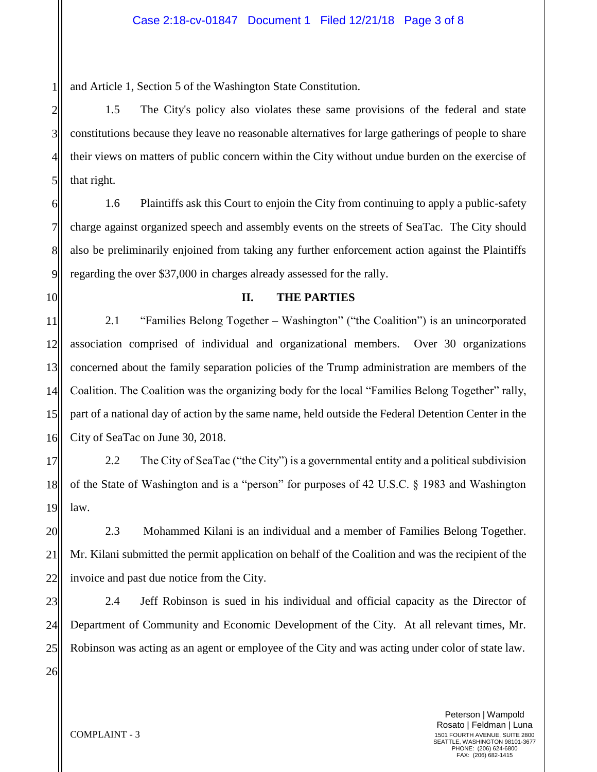and Article 1, Section 5 of the Washington State Constitution.

1.5 The City's policy also violates these same provisions of the federal and state constitutions because they leave no reasonable alternatives for large gatherings of people to share their views on matters of public concern within the City without undue burden on the exercise of that right.

1.6 Plaintiffs ask this Court to enjoin the City from continuing to apply a public-safety charge against organized speech and assembly events on the streets of SeaTac. The City should also be preliminarily enjoined from taking any further enforcement action against the Plaintiffs regarding the over $37,000 in charges already assessed for the rally.

## II. THE PARTIES

2.1 "Families Belong Together – Washington" ("the Coalition") is an unincorporated association comprised of individual and organizational members. Over 30 organizations concerned about the family separation policies of the Trump administration are members of the Coalition. The Coalition was the organizing body for the local "Families Belong Together" rally, part of a national day of action by the same name, held outside the Federal Detention Center in the City of SeaTac on June 30, 2018.

2.2 The City of SeaTac ("the City") is a governmental entity and a political subdivision of the State of Washington and is a "person" for purposes of 42 U.S.C. § 1983 and Washington law.

2.3 Mohammed Kilani is an individual and a member of Families Belong Together. Mr. Kilani submitted the permit application on behalf of the Coalition and was the recipient of the invoice and past due notice from the City.

2.4 Jeff Robinson is sued in his individual and official capacity as the Director of Department of Community and Economic Development of the City. At all relevant times, Mr. Robinson was acting as an agent or employee of the City and was acting under color of state law.

COMPLAINT - 3

Peterson | Wampold
Rosato | Feldman | Luna
1501 FOURTH AVENUE, SUITE 2800
SEATTLE, WASHINGTON 98101-3677
PHONE: (206) 624-6800
FAX: (206) 682-1415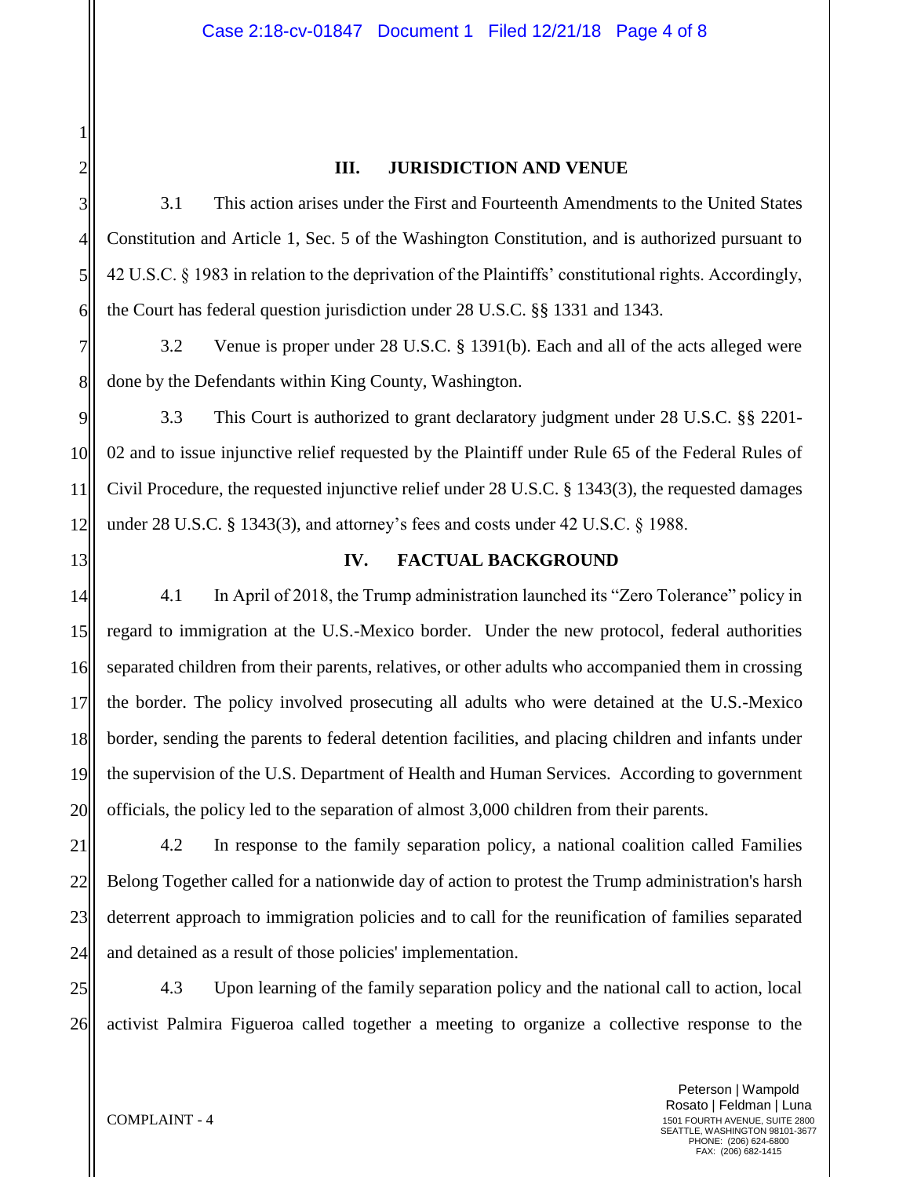## III. JURISDICTION AND VENUE

3.1 This action arises under the First and Fourteenth Amendments to the United States Constitution and Article 1, Sec. 5 of the Washington Constitution, and is authorized pursuant to 42 U.S.C. § 1983 in relation to the deprivation of the Plaintiffs' constitutional rights. Accordingly, the Court has federal question jurisdiction under 28 U.S.C. §§ 1331 and 1343.

3.2 Venue is proper under 28 U.S.C. § 1391(b). Each and all of the acts alleged were done by the Defendants within King County, Washington.

3.3 This Court is authorized to grant declaratory judgment under 28 U.S.C. §§ 2201-02 and to issue injunctive relief requested by the Plaintiff under Rule 65 of the Federal Rules of Civil Procedure, the requested injunctive relief under 28 U.S.C. § 1343(3), the requested damages under 28 U.S.C. § 1343(3), and attorney's fees and costs under 42 U.S.C. § 1988.

## IV. FACTUAL BACKGROUND

4.1 In April of 2018, the Trump administration launched its "Zero Tolerance" policy in regard to immigration at the U.S.-Mexico border. Under the new protocol, federal authorities separated children from their parents, relatives, or other adults who accompanied them in crossing the border. The policy involved prosecuting all adults who were detained at the U.S.-Mexico border, sending the parents to federal detention facilities, and placing children and infants under the supervision of the U.S. Department of Health and Human Services. According to government officials, the policy led to the separation of almost 3,000 children from their parents.

4.2 In response to the family separation policy, a national coalition called Families Belong Together called for a nationwide day of action to protest the Trump administration's harsh deterrent approach to immigration policies and to call for the reunification of families separated and detained as a result of those policies' implementation.

4.3 Upon learning of the family separation policy and the national call to action, local activist Palmira Figueroa called together a meeting to organize a collective response to the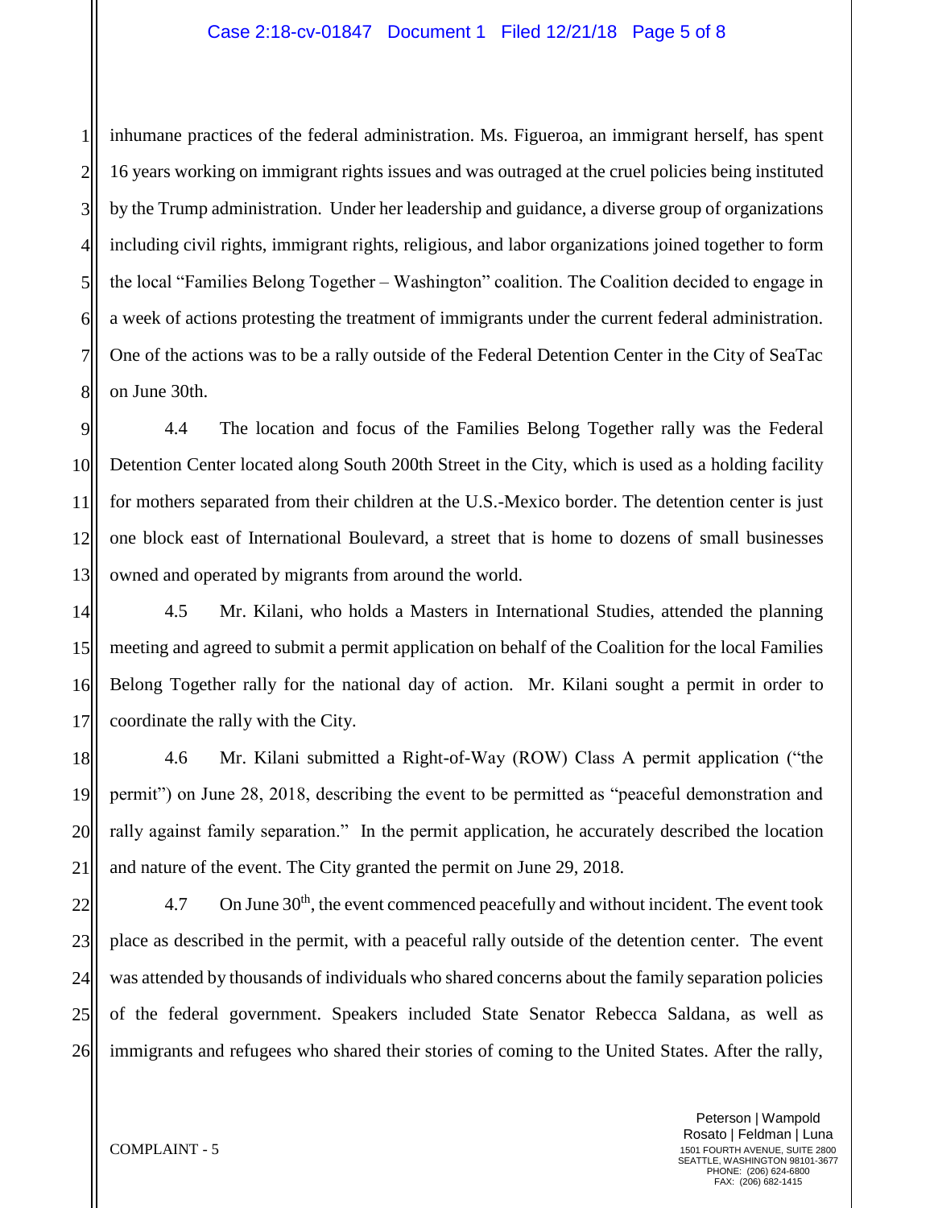inhumane practices of the federal administration. Ms. Figueroa, an immigrant herself, has spent 16 years working on immigrant rights issues and was outraged at the cruel policies being instituted by the Trump administration. Under her leadership and guidance, a diverse group of organizations including civil rights, immigrant rights, religious, and labor organizations joined together to form the local "Families Belong Together – Washington" coalition. The Coalition decided to engage in a week of actions protesting the treatment of immigrants under the current federal administration. One of the actions was to be a rally outside of the Federal Detention Center in the City of SeaTac on June 30th.

4.4 The location and focus of the Families Belong Together rally was the Federal Detention Center located along South 200th Street in the City, which is used as a holding facility for mothers separated from their children at the U.S.-Mexico border. The detention center is just one block east of International Boulevard, a street that is home to dozens of small businesses owned and operated by migrants from around the world.

4.5 Mr. Kilani, who holds a Masters in International Studies, attended the planning meeting and agreed to submit a permit application on behalf of the Coalition for the local Families Belong Together rally for the national day of action. Mr. Kilani sought a permit in order to coordinate the rally with the City.

4.6 Mr. Kilani submitted a Right-of-Way (ROW) Class A permit application ("the permit") on June 28, 2018, describing the event to be permitted as "peaceful demonstration and rally against family separation." In the permit application, he accurately described the location and nature of the event. The City granted the permit on June 29, 2018.

4.7 On June 30th, the event commenced peacefully and without incident. The event took place as described in the permit, with a peaceful rally outside of the detention center. The event was attended by thousands of individuals who shared concerns about the family separation policies of the federal government. Speakers included State Senator Rebecca Saldana, as well as immigrants and refugees who shared their stories of coming to the United States. After the rally,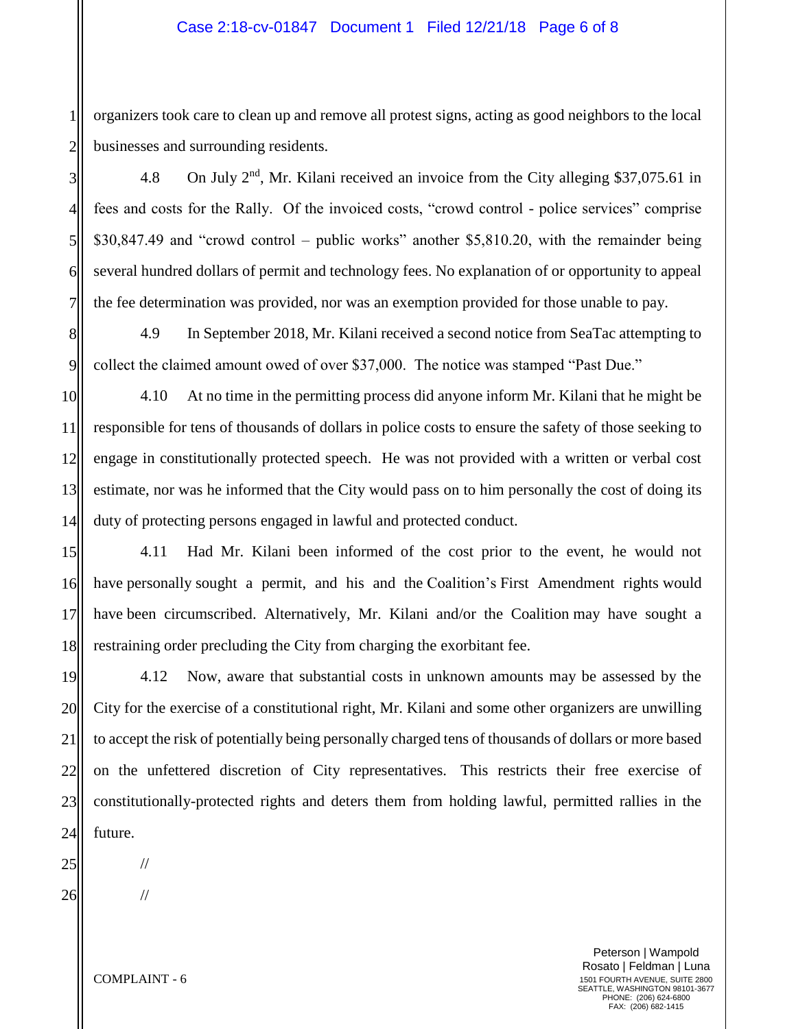organizers took care to clean up and remove all protest signs, acting as good neighbors to the local businesses and surrounding residents.

4.8 On July 2nd, Mr. Kilani received an invoice from the City alleging $37,075.61 in fees and costs for the Rally. Of the invoiced costs, "crowd control - police services" comprise $30,847.49 and "crowd control – public works" another $5,810.20, with the remainder being several hundred dollars of permit and technology fees. No explanation of or opportunity to appeal the fee determination was provided, nor was an exemption provided for those unable to pay.

4.9 In September 2018, Mr. Kilani received a second notice from SeaTac attempting to collect the claimed amount owed of over $37,000. The notice was stamped "Past Due."

4.10 At no time in the permitting process did anyone inform Mr. Kilani that he might be responsible for tens of thousands of dollars in police costs to ensure the safety of those seeking to engage in constitutionally protected speech. He was not provided with a written or verbal cost estimate, nor was he informed that the City would pass on to him personally the cost of doing its duty of protecting persons engaged in lawful and protected conduct.

4.11 Had Mr. Kilani been informed of the cost prior to the event, he would not have personally sought a permit, and his and the Coalition's First Amendment rights would have been circumscribed. Alternatively, Mr. Kilani and/or the Coalition may have sought a restraining order precluding the City from charging the exorbitant fee.

4.12 Now, aware that substantial costs in unknown amounts may be assessed by the City for the exercise of a constitutional right, Mr. Kilani and some other organizers are unwilling to accept the risk of potentially being personally charged tens of thousands of dollars or more based on the unfettered discretion of City representatives. This restricts their free exercise of constitutionally-protected rights and deters them from holding lawful, permitted rallies in the future.

//

//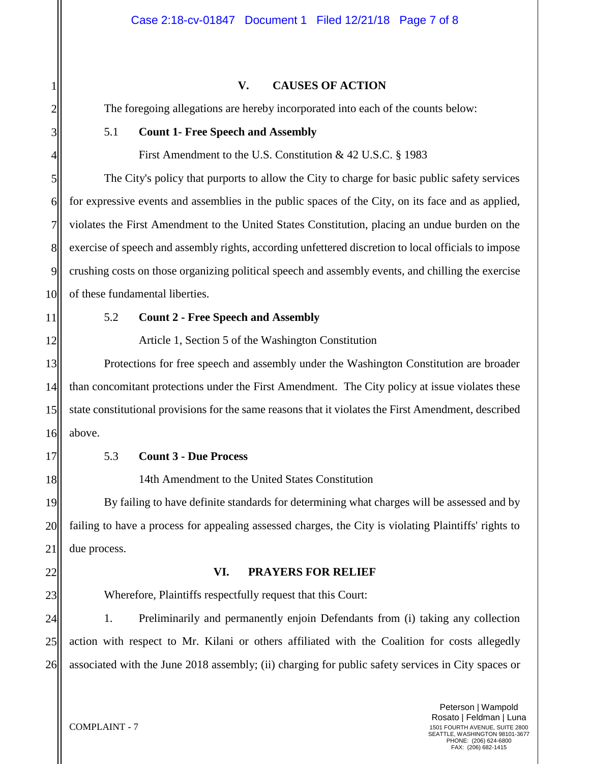## V. CAUSES OF ACTION

The foregoing allegations are hereby incorporated into each of the counts below:

### 5.1 Count 1- Free Speech and Assembly

First Amendment to the U.S. Constitution & 42 U.S.C. § 1983

The City's policy that purports to allow the City to charge for basic public safety services for expressive events and assemblies in the public spaces of the City, on its face and as applied, violates the First Amendment to the United States Constitution, placing an undue burden on the exercise of speech and assembly rights, according unfettered discretion to local officials to impose crushing costs on those organizing political speech and assembly events, and chilling the exercise of these fundamental liberties.

### 5.2 Count 2 - Free Speech and Assembly

Article 1, Section 5 of the Washington Constitution

Protections for free speech and assembly under the Washington Constitution are broader than concomitant protections under the First Amendment. The City policy at issue violates these state constitutional provisions for the same reasons that it violates the First Amendment, described above.

### 5.3 Count 3 - Due Process

14th Amendment to the United States Constitution

By failing to have definite standards for determining what charges will be assessed and by failing to have a process for appealing assessed charges, the City is violating Plaintiffs' rights to due process.

## VI. PRAYERS FOR RELIEF

Wherefore, Plaintiffs respectfully request that this Court:

1. Preliminarily and permanently enjoin Defendants from (i) taking any collection action with respect to Mr. Kilani or others affiliated with the Coalition for costs allegedly associated with the June 2018 assembly; (ii) charging for public safety services in City spaces or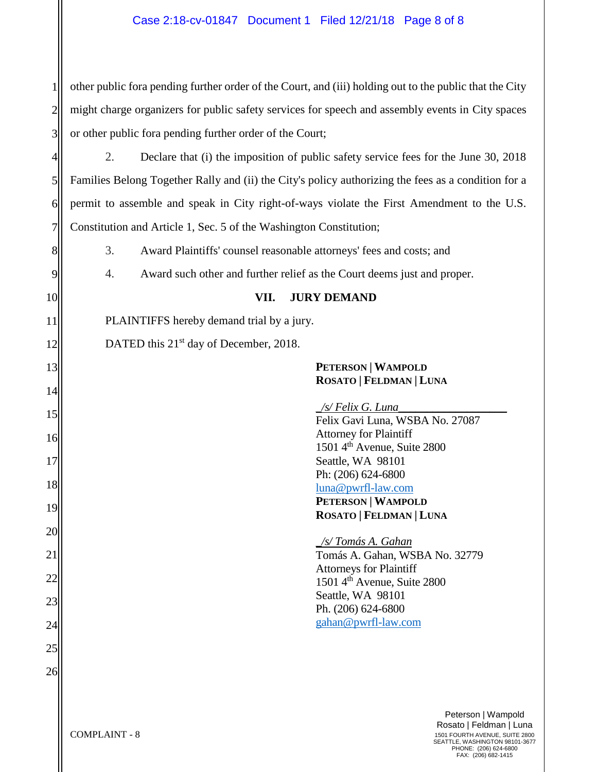other public fora pending further order of the Court, and (iii) holding out to the public that the City might charge organizers for public safety services for speech and assembly events in City spaces or other public fora pending further order of the Court;

2. Declare that (i) the imposition of public safety service fees for the June 30, 2018 Families Belong Together Rally and (ii) the City's policy authorizing the fees as a condition for a permit to assemble and speak in City right-of-ways violate the First Amendment to the U.S. Constitution and Article 1, Sec. 5 of the Washington Constitution;

3. Award Plaintiffs' counsel reasonable attorneys' fees and costs; and

4. Award such other and further relief as the Court deems just and proper.

## VII. JURY DEMAND

PLAINTIFFS hereby demand trial by a jury.

DATED this 21st day of December, 2018.

**PETERSON | WAMPOLD**
**ROSATO | FELDMAN | LUNA**

_/s/ Felix G. Luna_
Felix Gavi Luna, WSBA No. 27087
Attorney for Plaintiff
1501 4th Avenue, Suite 2800
Seattle, WA 98101
Ph: (206) 624-6800
luna@pwrfl-law.com

**PETERSON | WAMPOLD**
**ROSATO | FELDMAN | LUNA**

_/s/ Tomás A. Gahan_
Tomás A. Gahan, WSBA No. 32779
Attorneys for Plaintiff
1501 4th Avenue, Suite 2800
Seattle, WA 98101
Ph. (206) 624-6800
gahan@pwrfl-law.com